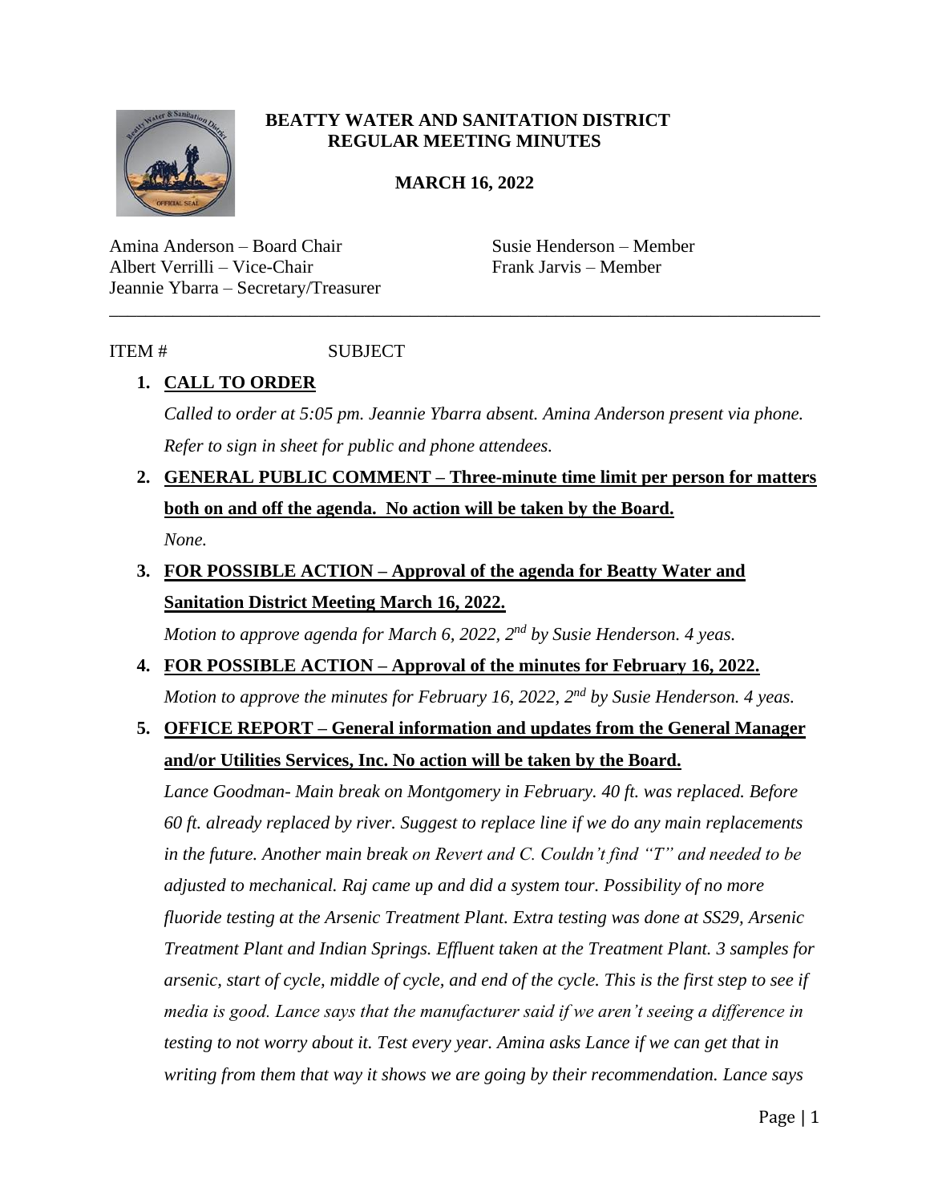# BEATTY WATER AND SANITATION DISTRICT
## REGULAR MEETING MINUTES

**MARCH 16, 2022**

Amina Anderson – Board Chair
Albert Verrilli – Vice-Chair
Jeannie Ybarra – Secretary/Treasurer

Susie Henderson – Member
Frank Jarvis – Member

---

ITEM # SUBJECT

1. **CALL TO ORDER**

   *Called to order at 5:05 pm. Jeannie Ybarra absent. Amina Anderson present via phone. Refer to sign in sheet for public and phone attendees.*

2. **GENERAL PUBLIC COMMENT – Three-minute time limit per person for matters both on and off the agenda. No action will be taken by the Board.**

   *None.*

3. **FOR POSSIBLE ACTION – Approval of the agenda for Beatty Water and Sanitation District Meeting March 16, 2022.**

   *Motion to approve agenda for March 6, 2022, 2nd by Susie Henderson. 4 yeas.*

4. **FOR POSSIBLE ACTION – Approval of the minutes for February 16, 2022.**

   *Motion to approve the minutes for February 16, 2022, 2nd by Susie Henderson. 4 yeas.*

5. **OFFICE REPORT – General information and updates from the General Manager and/or Utilities Services, Inc. No action will be taken by the Board.**

   *Lance Goodman- Main break on Montgomery in February. 40 ft. was replaced. Before 60 ft. already replaced by river. Suggest to replace line if we do any main replacements in the future. Another main break on Revert and C. Couldn't find "T" and needed to be adjusted to mechanical. Raj came up and did a system tour. Possibility of no more fluoride testing at the Arsenic Treatment Plant. Extra testing was done at SS29, Arsenic Treatment Plant and Indian Springs. Effluent taken at the Treatment Plant. 3 samples for arsenic, start of cycle, middle of cycle, and end of the cycle. This is the first step to see if media is good. Lance says that the manufacturer said if we aren't seeing a difference in testing to not worry about it. Test every year. Amina asks Lance if we can get that in writing from them that way it shows we are going by their recommendation. Lance says*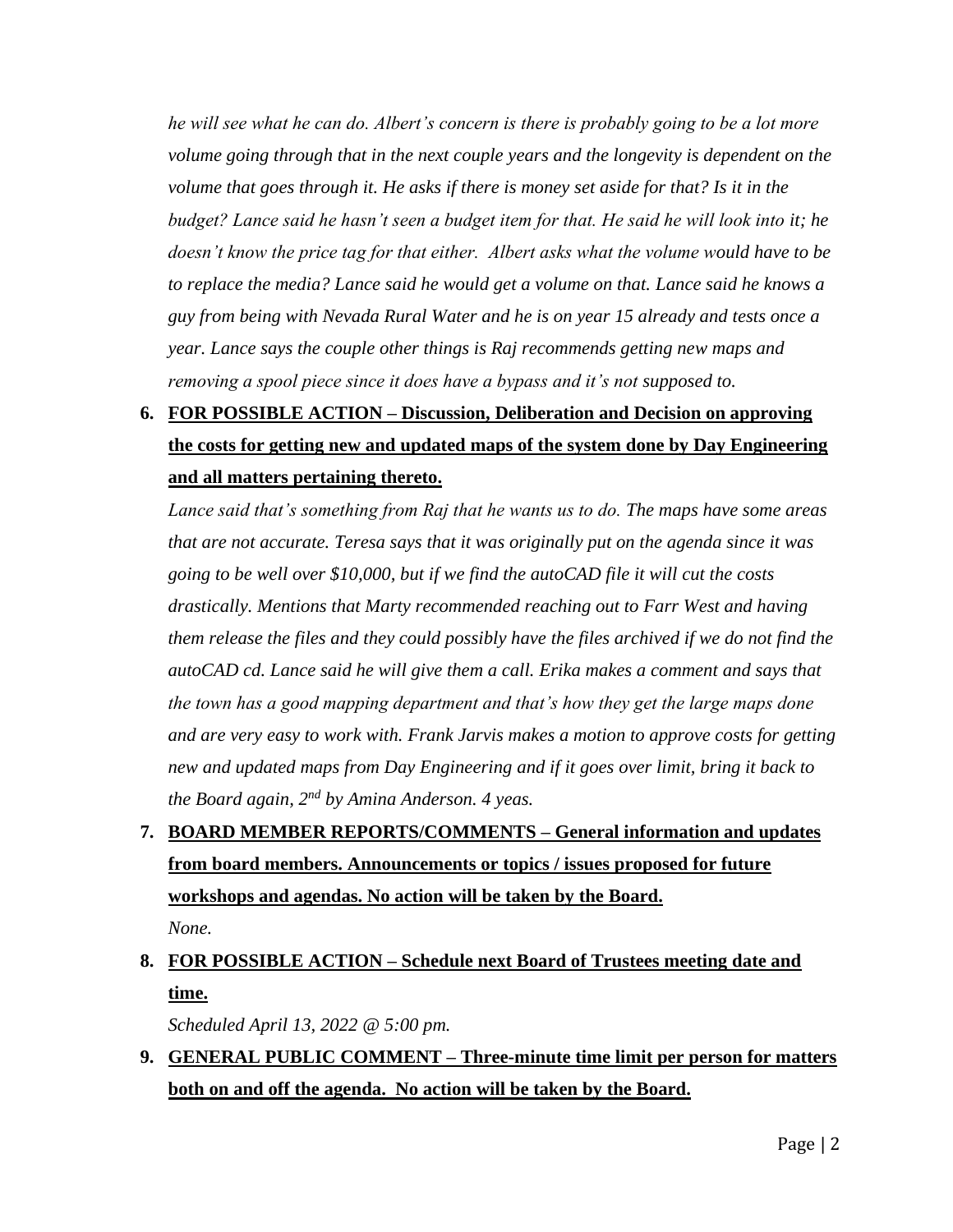*he will see what he can do. Albert's concern is there is probably going to be a lot more volume going through that in the next couple years and the longevity is dependent on the volume that goes through it. He asks if there is money set aside for that? Is it in the budget? Lance said he hasn't seen a budget item for that. He said he will look into it; he doesn't know the price tag for that either. Albert asks what the volume would have to be to replace the media? Lance said he would get a volume on that. Lance said he knows a guy from being with Nevada Rural Water and he is on year 15 already and tests once a year. Lance says the couple other things is Raj recommends getting new maps and removing a spool piece since it does have a bypass and it's not supposed to.*

6. **FOR POSSIBLE ACTION – Discussion, Deliberation and Decision on approving the costs for getting new and updated maps of the system done by Day Engineering and all matters pertaining thereto.**

   *Lance said that's something from Raj that he wants us to do. The maps have some areas that are not accurate. Teresa says that it was originally put on the agenda since it was going to be well over $10,000, but if we find the autoCAD file it will cut the costs drastically. Mentions that Marty recommended reaching out to Farr West and having them release the files and they could possibly have the files archived if we do not find the autoCAD cd. Lance said he will give them a call. Erika makes a comment and says that the town has a good mapping department and that's how they get the large maps done and are very easy to work with. Frank Jarvis makes a motion to approve costs for getting new and updated maps from Day Engineering and if it goes over limit, bring it back to the Board again, 2nd by Amina Anderson. 4 yeas.*

7. **BOARD MEMBER REPORTS/COMMENTS – General information and updates from board members. Announcements or topics / issues proposed for future workshops and agendas. No action will be taken by the Board.**

   *None.*

8. **FOR POSSIBLE ACTION – Schedule next Board of Trustees meeting date and time.**

   *Scheduled April 13, 2022 @ 5:00 pm.*

9. **GENERAL PUBLIC COMMENT – Three-minute time limit per person for matters both on and off the agenda. No action will be taken by the Board.**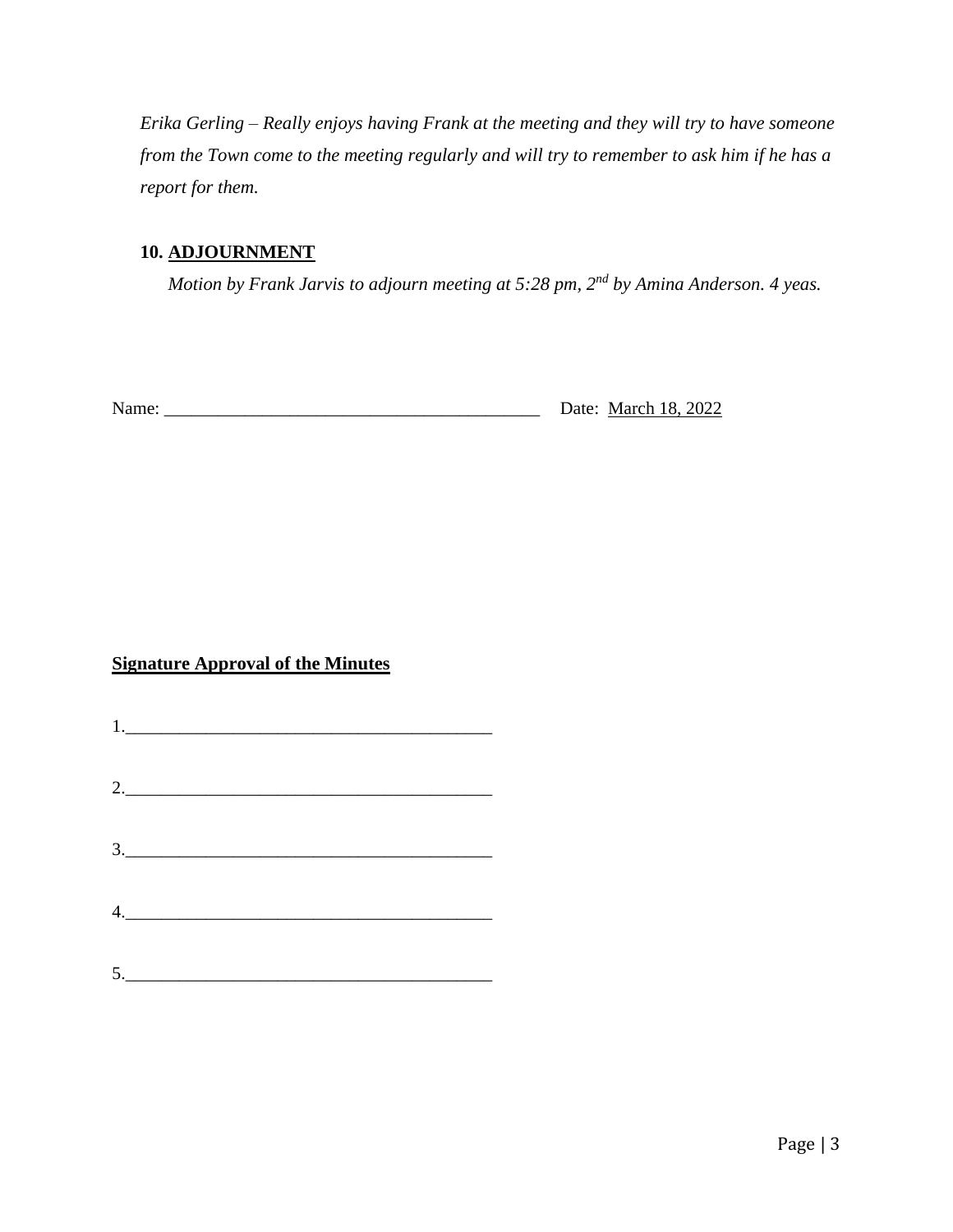*Erika Gerling – Really enjoys having Frank at the meeting and they will try to have someone from the Town come to the meeting regularly and will try to remember to ask him if he has a report for them.*

### 10. ADJOURNMENT

*Motion by Frank Jarvis to adjourn meeting at 5:28 pm, 2nd by Amina Anderson. 4 yeas.*

Name: ___________________________________________ Date: March 18, 2022

**Signature Approval of the Minutes**

1.________________________________________

2.________________________________________

3.________________________________________

4.________________________________________

5.________________________________________